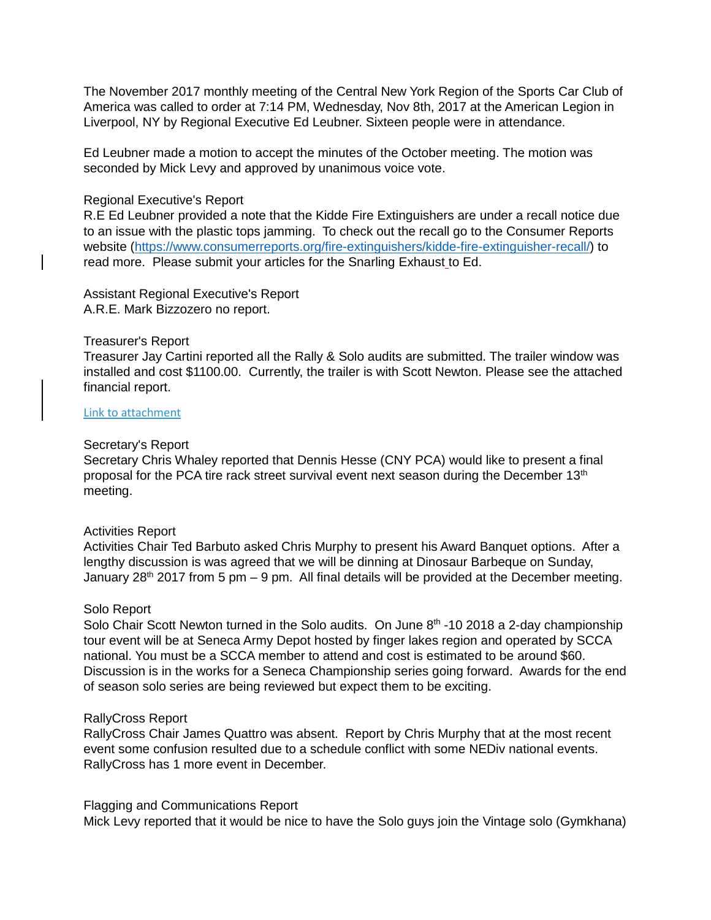The November 2017 monthly meeting of the Central New York Region of the Sports Car Club of America was called to order at 7:14 PM, Wednesday, Nov 8th, 2017 at the American Legion in Liverpool, NY by Regional Executive Ed Leubner. Sixteen people were in attendance.

Ed Leubner made a motion to accept the minutes of the October meeting. The motion was seconded by Mick Levy and approved by unanimous voice vote.

Regional Executive's Report
R.E Ed Leubner provided a note that the Kidde Fire Extinguishers are under a recall notice due to an issue with the plastic tops jamming. To check out the recall go to the Consumer Reports website (https://www.consumerreports.org/fire-extinguishers/kidde-fire-extinguisher-recall/) to read more. Please submit your articles for the Snarling Exhaust to Ed.

Assistant Regional Executive's Report
A.R.E. Mark Bizzozero no report.

Treasurer's Report
Treasurer Jay Cartini reported all the Rally & Solo audits are submitted. The trailer window was installed and cost $1100.00. Currently, the trailer is with Scott Newton. Please see the attached financial report.

Link to attachment

Secretary's Report
Secretary Chris Whaley reported that Dennis Hesse (CNY PCA) would like to present a final proposal for the PCA tire rack street survival event next season during the December 13th meeting.

Activities Report
Activities Chair Ted Barbuto asked Chris Murphy to present his Award Banquet options. After a lengthy discussion is was agreed that we will be dinning at Dinosaur Barbeque on Sunday, January 28th 2017 from 5 pm – 9 pm. All final details will be provided at the December meeting.

Solo Report
Solo Chair Scott Newton turned in the Solo audits. On June 8th -10 2018 a 2-day championship tour event will be at Seneca Army Depot hosted by finger lakes region and operated by SCCA national. You must be a SCCA member to attend and cost is estimated to be around $60. Discussion is in the works for a Seneca Championship series going forward. Awards for the end of season solo series are being reviewed but expect them to be exciting.

RallyCross Report
RallyCross Chair James Quattro was absent. Report by Chris Murphy that at the most recent event some confusion resulted due to a schedule conflict with some NEDiv national events. RallyCross has 1 more event in December.

Flagging and Communications Report
Mick Levy reported that it would be nice to have the Solo guys join the Vintage solo (Gymkhana)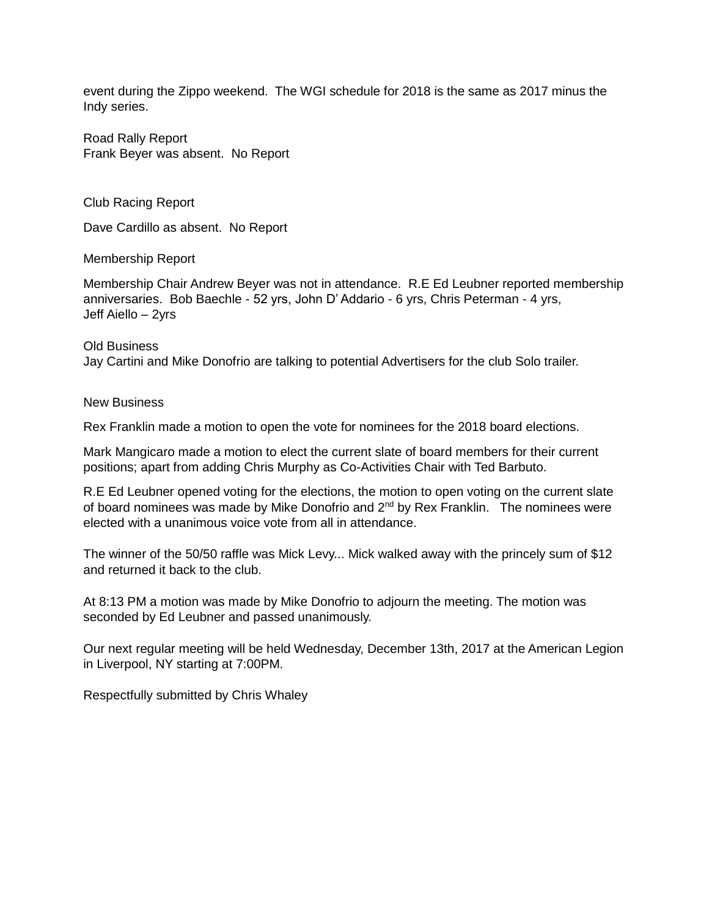event during the Zippo weekend. The WGI schedule for 2018 is the same as 2017 minus the Indy series.

Road Rally Report
Frank Beyer was absent. No Report

Club Racing Report

Dave Cardillo as absent. No Report

Membership Report

Membership Chair Andrew Beyer was not in attendance. R.E Ed Leubner reported membership anniversaries. Bob Baechle - 52 yrs, John D' Addario - 6 yrs, Chris Peterman - 4 yrs, Jeff Aiello – 2yrs

Old Business
Jay Cartini and Mike Donofrio are talking to potential Advertisers for the club Solo trailer.

New Business

Rex Franklin made a motion to open the vote for nominees for the 2018 board elections.

Mark Mangicaro made a motion to elect the current slate of board members for their current positions; apart from adding Chris Murphy as Co-Activities Chair with Ted Barbuto.

R.E Ed Leubner opened voting for the elections, the motion to open voting on the current slate of board nominees was made by Mike Donofrio and 2nd by Rex Franklin. The nominees were elected with a unanimous voice vote from all in attendance.

The winner of the 50/50 raffle was Mick Levy... Mick walked away with the princely sum of $12 and returned it back to the club.

At 8:13 PM a motion was made by Mike Donofrio to adjourn the meeting. The motion was seconded by Ed Leubner and passed unanimously.

Our next regular meeting will be held Wednesday, December 13th, 2017 at the American Legion in Liverpool, NY starting at 7:00PM.

Respectfully submitted by Chris Whaley